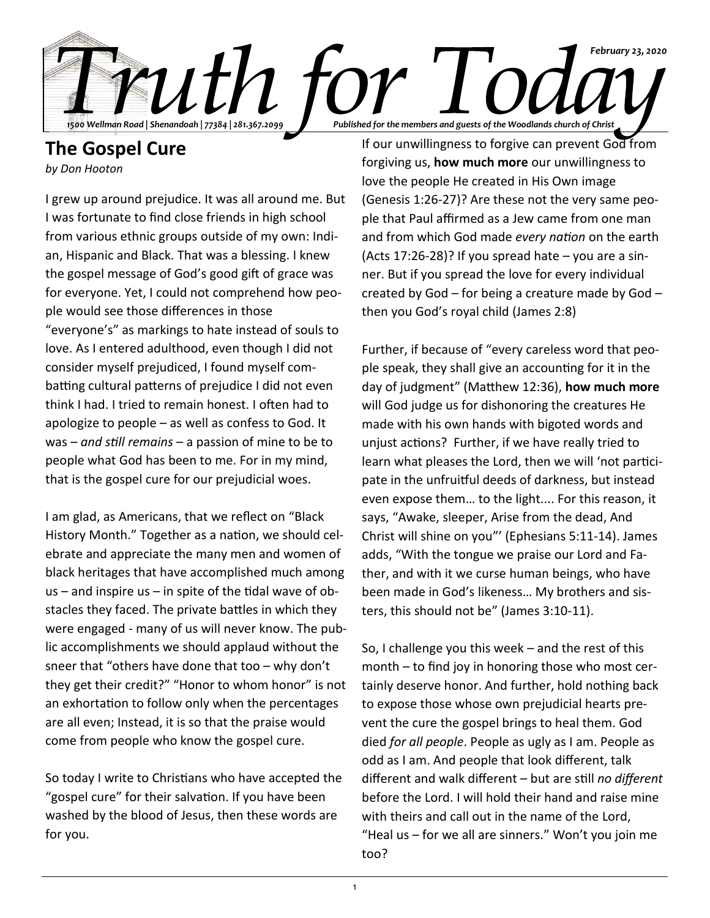# Truth for Today

*February 23, 2020*

*1500 Wellman Road | Shenandoah | 77384 | 281.367.2099*

*Published for the members and guests of the Woodlands church of Christ*

## The Gospel Cure

*by Don Hooton*

I grew up around prejudice. It was all around me. But I was fortunate to find close friends in high school from various ethnic groups outside of my own: Indian, Hispanic and Black. That was a blessing. I knew the gospel message of God's good gift of grace was for everyone. Yet, I could not comprehend how people would see those differences in those "everyone's" as markings to hate instead of souls to love. As I entered adulthood, even though I did not consider myself prejudiced, I found myself combatting cultural patterns of prejudice I did not even think I had. I tried to remain honest. I often had to apologize to people – as well as confess to God. It was – *and still remains* – a passion of mine to be to people what God has been to me. For in my mind, that is the gospel cure for our prejudicial woes.

I am glad, as Americans, that we reflect on "Black History Month." Together as a nation, we should celebrate and appreciate the many men and women of black heritages that have accomplished much among us – and inspire us – in spite of the tidal wave of obstacles they faced. The private battles in which they were engaged - many of us will never know. The public accomplishments we should applaud without the sneer that "others have done that too – why don't they get their credit?" "Honor to whom honor" is not an exhortation to follow only when the percentages are all even; Instead, it is so that the praise would come from people who know the gospel cure.

So today I write to Christians who have accepted the "gospel cure" for their salvation. If you have been washed by the blood of Jesus, then these words are for you.

If our unwillingness to forgive can prevent God from forgiving us, **how much more** our unwillingness to love the people He created in His Own image (Genesis 1:26-27)? Are these not the very same people that Paul affirmed as a Jew came from one man and from which God made *every nation* on the earth (Acts 17:26-28)? If you spread hate – you are a sinner. But if you spread the love for every individual created by God – for being a creature made by God – then you God's royal child (James 2:8)

Further, if because of "every careless word that people speak, they shall give an accounting for it in the day of judgment" (Matthew 12:36), **how much more** will God judge us for dishonoring the creatures He made with his own hands with bigoted words and unjust actions? Further, if we have really tried to learn what pleases the Lord, then we will 'not participate in the unfruitful deeds of darkness, but instead even expose them… to the light.... For this reason, it says, "Awake, sleeper, Arise from the dead, And Christ will shine on you"' (Ephesians 5:11-14). James adds, "With the tongue we praise our Lord and Father, and with it we curse human beings, who have been made in God's likeness… My brothers and sisters, this should not be" (James 3:10-11).

So, I challenge you this week – and the rest of this month – to find joy in honoring those who most certainly deserve honor. And further, hold nothing back to expose those whose own prejudicial hearts prevent the cure the gospel brings to heal them. God died *for all people*. People as ugly as I am. People as odd as I am. And people that look different, talk different and walk different – but are still *no different* before the Lord. I will hold their hand and raise mine with theirs and call out in the name of the Lord, "Heal us – for we all are sinners." Won't you join me too?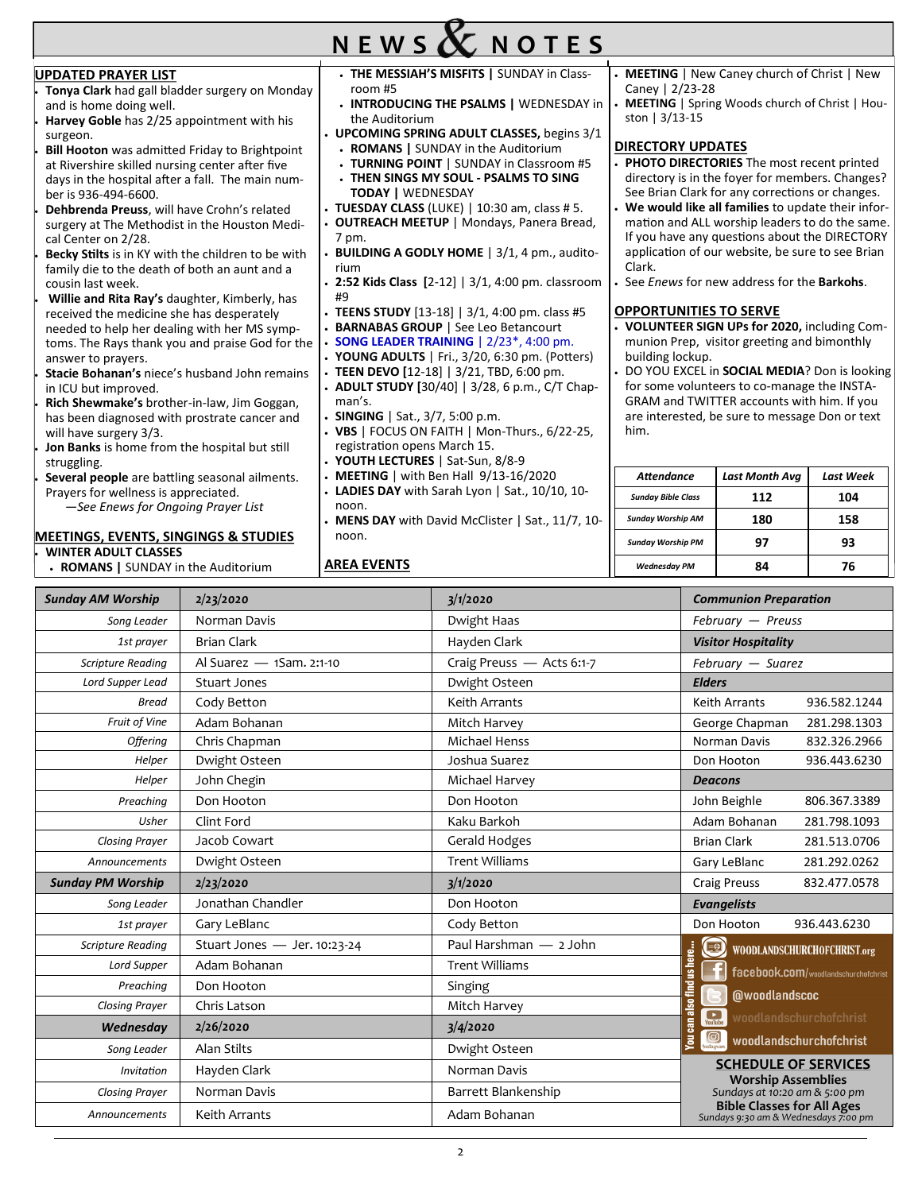# NEWS & NOTES

## UPDATED PRAYER LIST

- **Tonya Clark** had gall bladder surgery on Monday and is home doing well.
- **Harvey Goble** has 2/25 appointment with his surgeon.
- **Bill Hooton** was admitted Friday to Brightpoint at Rivershire skilled nursing center after five days in the hospital after a fall. The main number is 936-494-6600.
- **Dehbrenda Preuss**, will have Crohn's related surgery at The Methodist in the Houston Medical Center on 2/28.
- **Becky Stilts** is in KY with the children to be with family die to the death of both an aunt and a cousin last week.
- **Willie and Rita Ray's** daughter, Kimberly, has received the medicine she has desperately needed to help her dealing with her MS symptoms. The Rays thank you and praise God for the answer to prayers.
- **Stacie Bohanan's** niece's husband John remains in ICU but improved.
- **Rich Shewmake's** brother-in-law, Jim Goggan, has been diagnosed with prostrate cancer and will have surgery 3/3.
- **Jon Banks** is home from the hospital but still struggling.
- **Several people** are battling seasonal ailments. Prayers for wellness is appreciated.

*—See Enews for Ongoing Prayer List*

## MEETINGS, EVENTS, SINGINGS & STUDIES

- **WINTER ADULT CLASSES**
  - **ROMANS |** SUNDAY in the Auditorium
  - **THE MESSIAH'S MISFITS |** SUNDAY in Classroom #5
  - **INTRODUCING THE PSALMS |** WEDNESDAY in the Auditorium
- **UPCOMING SPRING ADULT CLASSES,** begins 3/1
  - **ROMANS |** SUNDAY in the Auditorium
  - **TURNING POINT |** SUNDAY in Classroom #5
  - **THEN SINGS MY SOUL - PSALMS TO SING TODAY |** WEDNESDAY
- **TUESDAY CLASS** (LUKE) | 10:30 am, class # 5.
- **OUTREACH MEETUP** | Mondays, Panera Bread, 7 pm.
- **BUILDING A GODLY HOME** | 3/1, 4 pm., auditorium
- **2:52 Kids Class** [2-12] | 3/1, 4:00 pm. classroom #9
- **TEENS STUDY** [13-18] | 3/1, 4:00 pm. class #5
- **BARNABAS GROUP** | See Leo Betancourt
- **SONG LEADER TRAINING** | 2/23*, 4:00 pm.
- **YOUNG ADULTS** | Fri., 3/20, 6:30 pm. (Potters)
- **TEEN DEVO** [12-18] | 3/21, TBD, 6:00 pm.
- **ADULT STUDY** [30/40] | 3/28, 6 p.m., C/T Chapman's.
- **SINGING** | Sat., 3/7, 5:00 p.m.
- **VBS** | FOCUS ON FAITH | Mon-Thurs., 6/22-25, registration opens March 15.
- **YOUTH LECTURES** | Sat-Sun, 8/8-9
- **MEETING** | with Ben Hall 9/13-16/2020
- **LADIES DAY** with Sarah Lyon | Sat., 10/10, 10-noon.
- **MENS DAY** with David McClister | Sat., 11/7, 10-noon.

## AREA EVENTS

- **MEETING** | New Caney church of Christ | New Caney | 2/23-28
- **MEETING** | Spring Woods church of Christ | Houston | 3/13-15

## DIRECTORY UPDATES

- **PHOTO DIRECTORIES** The most recent printed directory is in the foyer for members. Changes? See Brian Clark for any corrections or changes.
- **We would like all families** to update their information and ALL worship leaders to do the same. If you have any questions about the DIRECTORY application of our website, be sure to see Brian Clark.
- See *Enews* for new address for the **Barkohs**.

## OPPORTUNITIES TO SERVE

- **VOLUNTEER SIGN UPs for 2020,** including Communion Prep, visitor greeting and bimonthly building lockup.
- DO YOU EXCEL in **SOCIAL MEDIA**? Don is looking for some volunteers to co-manage the INSTAGRAM and TWITTER accounts with him. If you are interested, be sure to message Don or text him.

| Attendance | Last Month Avg | Last Week |
|---|---|---|
| Sunday Bible Class | 112 | 104 |
| Sunday Worship AM | 180 | 158 |
| Sunday Worship PM | 97 | 93 |
| Wednesday PM | 84 | 76 |

| Sunday AM Worship | 2/23/2020 | 3/1/2020 |
|---|---|---|
| Song Leader | Norman Davis | Dwight Haas |
| 1st prayer | Brian Clark | Hayden Clark |
| Scripture Reading | Al Suarez — 1Sam. 2:1-10 | Craig Preuss — Acts 6:1-7 |
| Lord Supper Lead | Stuart Jones | Dwight Osteen |
| Bread | Cody Betton | Keith Arrants |
| Fruit of Vine | Adam Bohanan | Mitch Harvey |
| Offering | Chris Chapman | Michael Henss |
| Helper | Dwight Osteen | Joshua Suarez |
| Helper | John Chegin | Michael Harvey |
| Preaching | Don Hooton | Don Hooton |
| Usher | Clint Ford | Kaku Barkoh |
| Closing Prayer | Jacob Cowart | Gerald Hodges |
| Announcements | Dwight Osteen | Trent Williams |
| **Sunday PM Worship** | **2/23/2020** | **3/1/2020** |
| Song Leader | Jonathan Chandler | Don Hooton |
| 1st prayer | Gary LeBlanc | Cody Betton |
| Scripture Reading | Stuart Jones — Jer. 10:23-24 | Paul Harshman — 2 John |
| Lord Supper | Adam Bohanan | Trent Williams |
| Preaching | Don Hooton | Singing |
| Closing Prayer | Chris Latson | Mitch Harvey |
| **Wednesday** | **2/26/2020** | **3/4/2020** |
| Song Leader | Alan Stilts | Dwight Osteen |
| Invitation | Hayden Clark | Norman Davis |
| Closing Prayer | Norman Davis | Barrett Blankenship |
| Announcements | Keith Arrants | Adam Bohanan |

**Communion Preparation**

*February — Preuss*

**Visitor Hospitality**

*February — Suarez*

| Elders | |
|---|---|
| Keith Arrants | 936.582.1244 |
| George Chapman | 281.298.1303 |
| Norman Davis | 832.326.2966 |
| Don Hooton | 936.443.6230 |

| Deacons | |
|---|---|
| John Beighle | 806.367.3389 |
| Adam Bohanan | 281.798.1093 |
| Brian Clark | 281.513.0706 |
| Gary LeBlanc | 281.292.0262 |
| Craig Preuss | 832.477.0578 |

| Evangelists | |
|---|---|
| Don Hooton | 936.443.6230 |

**You can also find us here...**

- WOODLANDSCHURCHOFCHRIST.org
- facebook.com/woodlandschurchofchrist
- @woodlandscoc
- woodlandschurchofchrist
- woodlandschurchofchrist

## SCHEDULE OF SERVICES

**Worship Assemblies**

*Sundays at 10:20 am & 5:00 pm*

**Bible Classes for All Ages**

*Sundays 9:30 am & Wednesdays 7:00 pm*